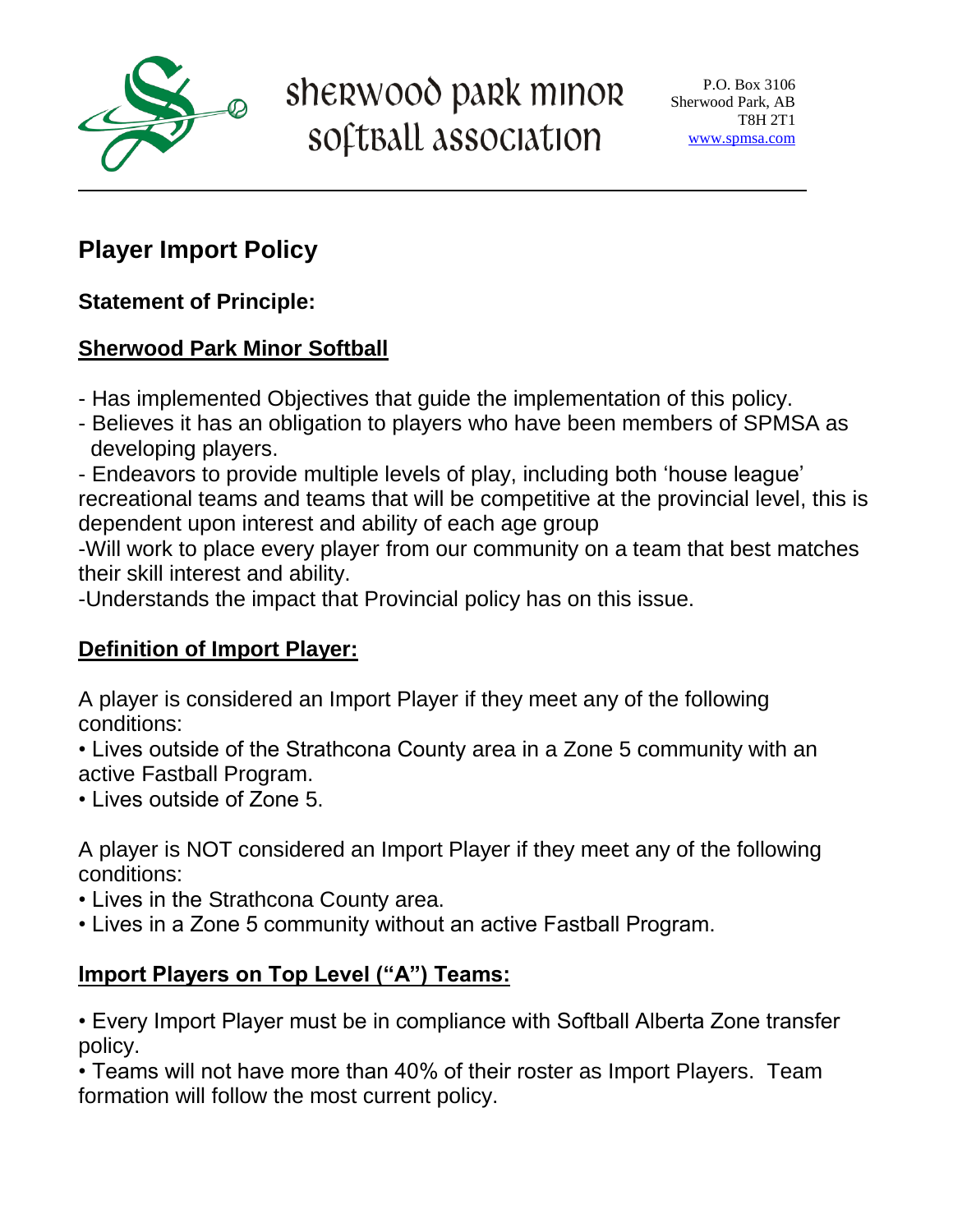# Sherwood Park Minor Softball Association

P.O. Box 3106
Sherwood Park, AB
T8H 2T1
www.spmsa.com

---

## Player Import Policy

### Statement of Principle:

### Sherwood Park Minor Softball

- Has implemented Objectives that guide the implementation of this policy.
- Believes it has an obligation to players who have been members of SPMSA as developing players.
- Endeavors to provide multiple levels of play, including both 'house league' recreational teams and teams that will be competitive at the provincial level, this is dependent upon interest and ability of each age group
- Will work to place every player from our community on a team that best matches their skill interest and ability.
- Understands the impact that Provincial policy has on this issue.

### Definition of Import Player:

A player is considered an Import Player if they meet any of the following conditions:

- Lives outside of the Strathcona County area in a Zone 5 community with an active Fastball Program.
- Lives outside of Zone 5.

A player is NOT considered an Import Player if they meet any of the following conditions:

- Lives in the Strathcona County area.
- Lives in a Zone 5 community without an active Fastball Program.

### Import Players on Top Level ("A") Teams:

- Every Import Player must be in compliance with Softball Alberta Zone transfer policy.
- Teams will not have more than 40% of their roster as Import Players. Team formation will follow the most current policy.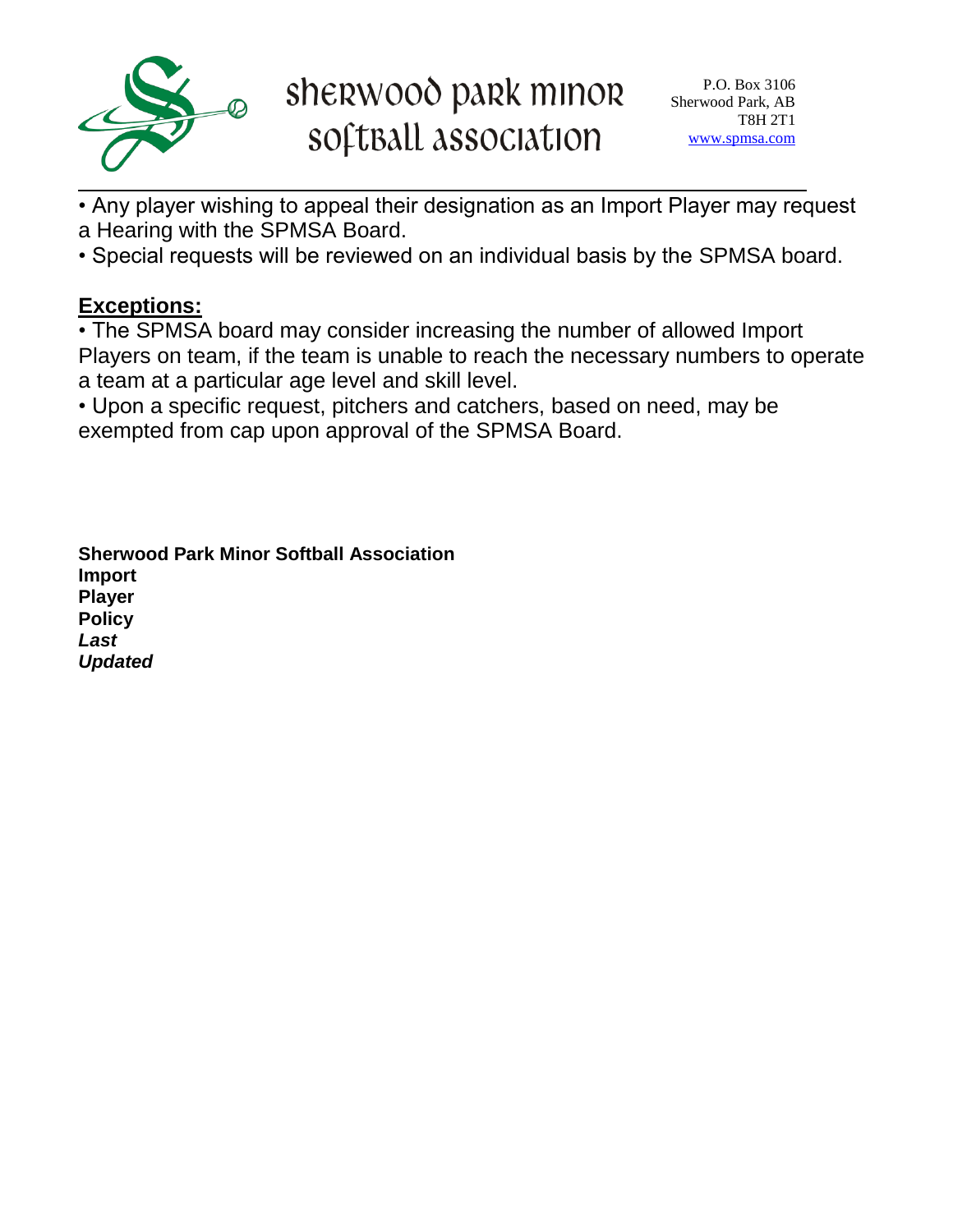• Any player wishing to appeal their designation as an Import Player may request a Hearing with the SPMSA Board.

• Special requests will be reviewed on an individual basis by the SPMSA board.

## Exceptions:

• The SPMSA board may consider increasing the number of allowed Import Players on team, if the team is unable to reach the necessary numbers to operate a team at a particular age level and skill level.

• Upon a specific request, pitchers and catchers, based on need, may be exempted from cap upon approval of the SPMSA Board.

**Sherwood Park Minor Softball Association**
**Import**
**Player**
**Policy**
***Last***
***Updated***